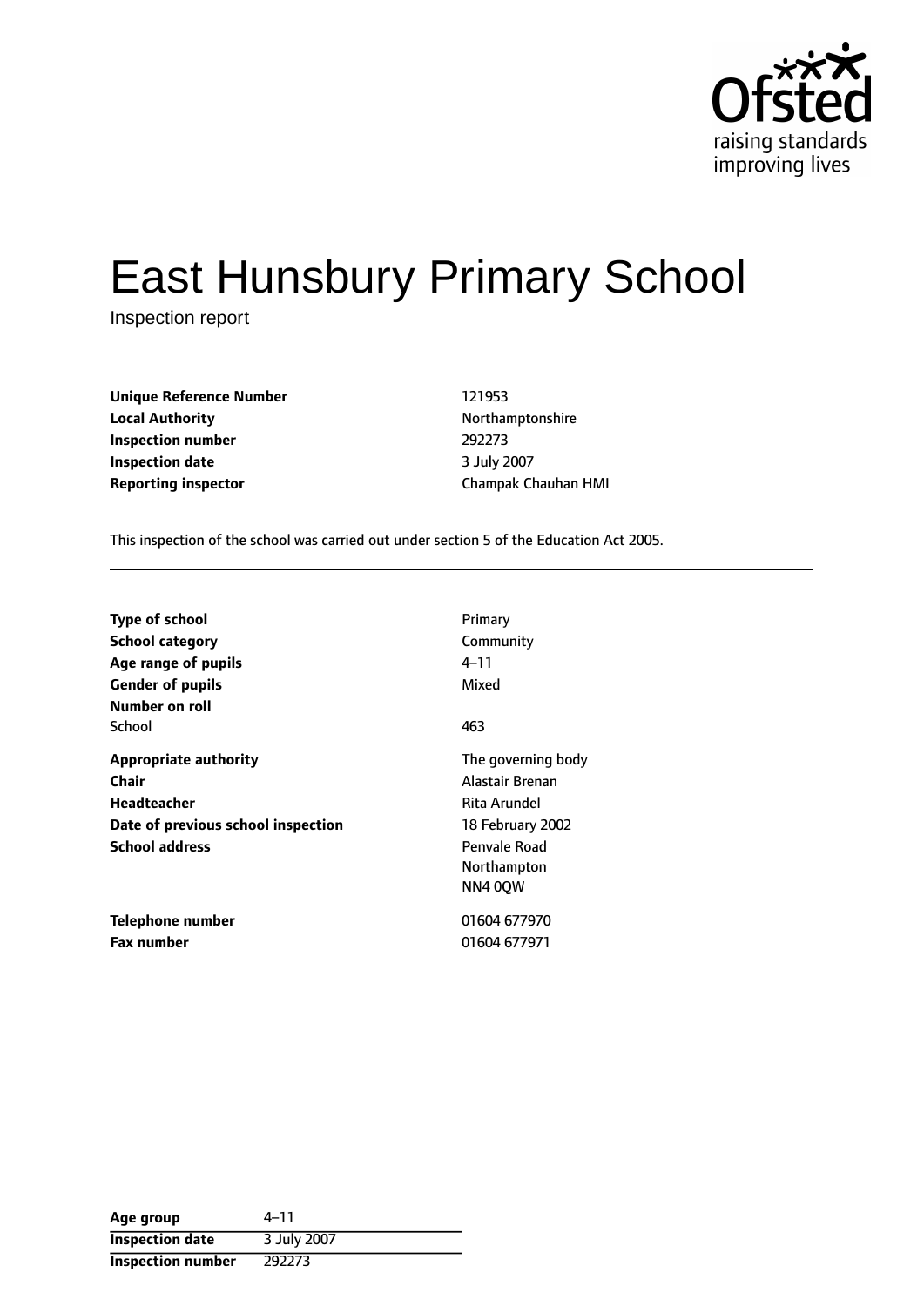# East Hunsbury Primary School

Inspection report

| | |
|---|---|
| **Unique Reference Number** | 121953 |
| **Local Authority** | Northamptonshire |
| **Inspection number** | 292273 |
| **Inspection date** | 3 July 2007 |
| **Reporting inspector** | Champak Chauhan HMI |

This inspection of the school was carried out under section 5 of the Education Act 2005.

| | |
|---|---|
| **Type of school** | Primary |
| **School category** | Community |
| **Age range of pupils** | 4–11 |
| **Gender of pupils** | Mixed |
| **Number on roll** | |
| School | 463 |
| **Appropriate authority** | The governing body |
| **Chair** | Alastair Brenan |
| **Headteacher** | Rita Arundel |
| **Date of previous school inspection** | 18 February 2002 |
| **School address** | Penvale Road<br>Northampton<br>NN4 0QW |
| **Telephone number** | 01604 677970 |
| **Fax number** | 01604 677971 |

| | |
|---|---|
| **Age group** | 4–11 |
| **Inspection date** | 3 July 2007 |
| **Inspection number** | 292273 |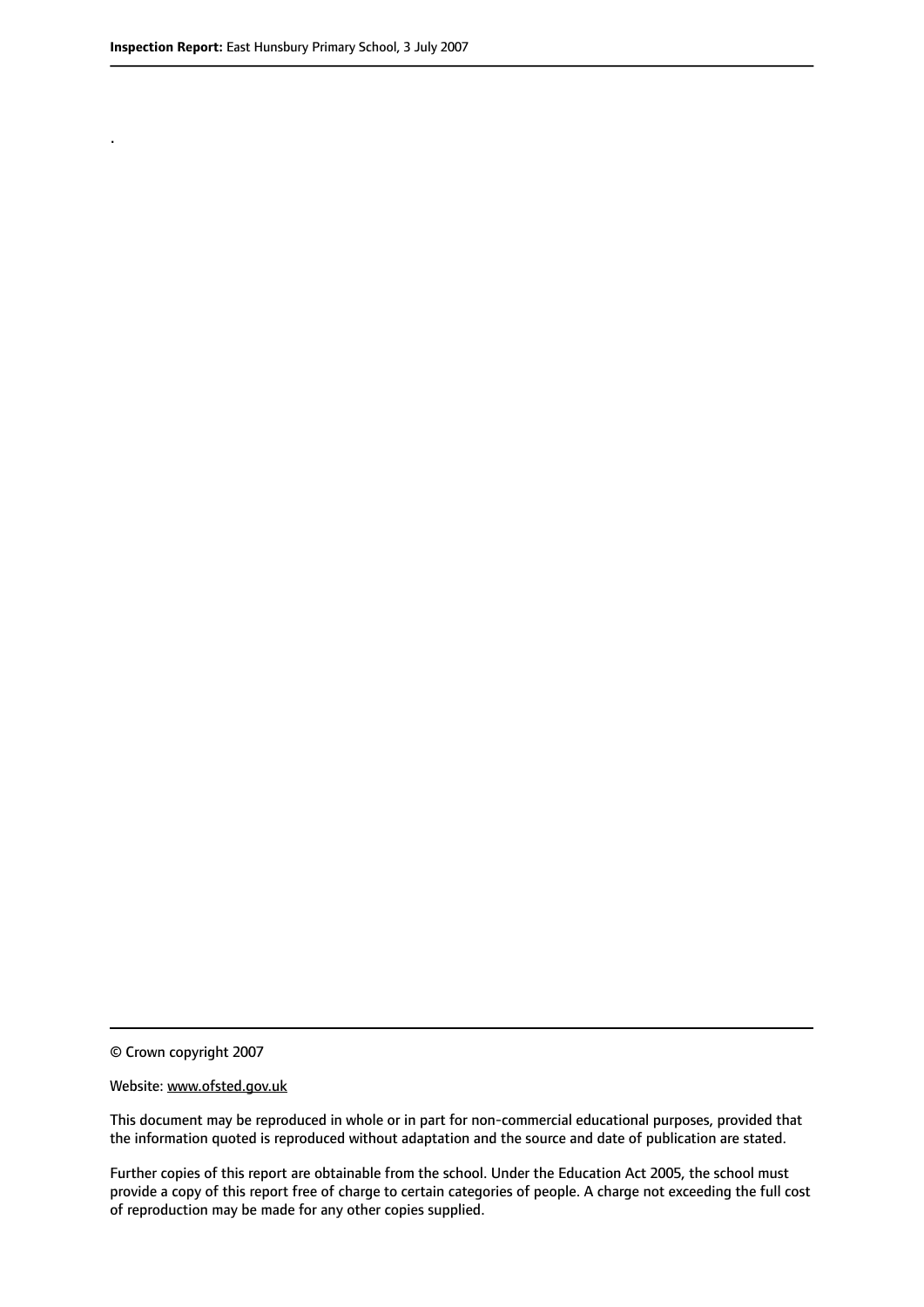.

© Crown copyright 2007

Website: www.ofsted.gov.uk

This document may be reproduced in whole or in part for non-commercial educational purposes, provided that the information quoted is reproduced without adaptation and the source and date of publication are stated.

Further copies of this report are obtainable from the school. Under the Education Act 2005, the school must provide a copy of this report free of charge to certain categories of people. A charge not exceeding the full cost of reproduction may be made for any other copies supplied.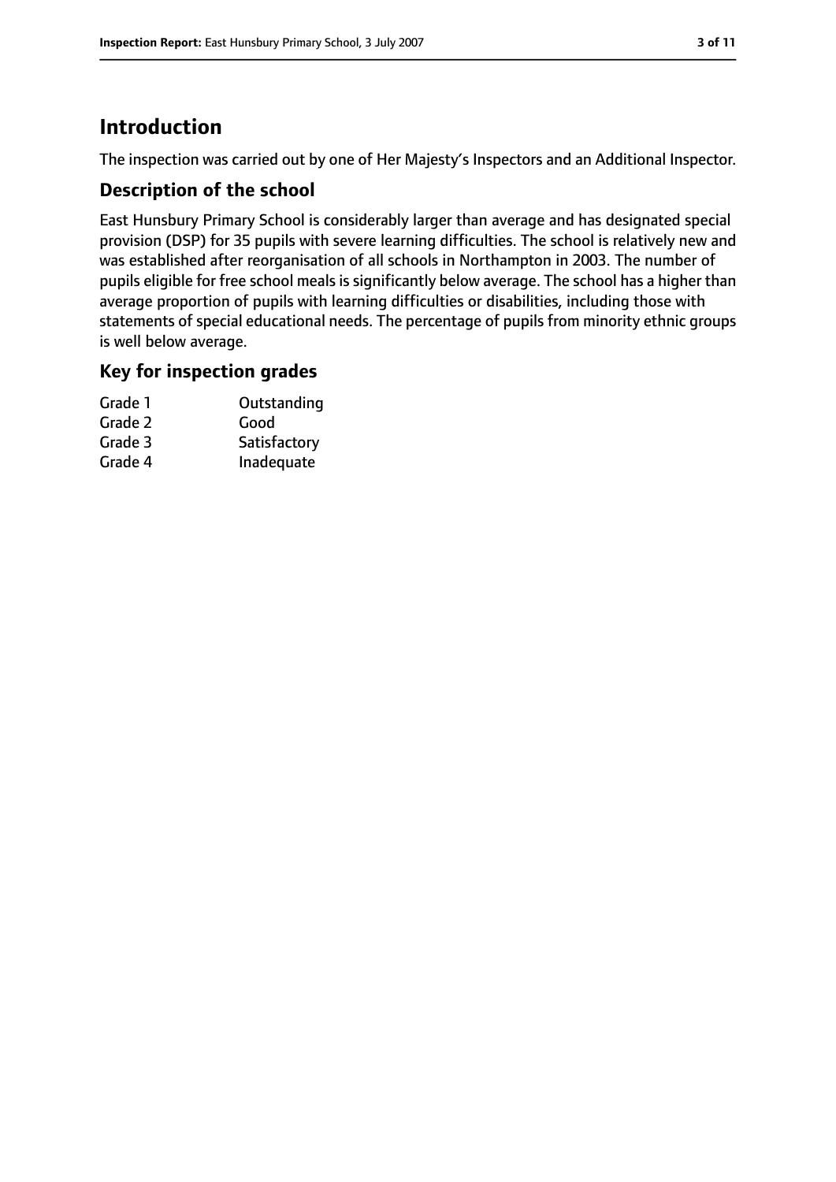# Introduction

The inspection was carried out by one of Her Majesty's Inspectors and an Additional Inspector.

## Description of the school

East Hunsbury Primary School is considerably larger than average and has designated special provision (DSP) for 35 pupils with severe learning difficulties. The school is relatively new and was established after reorganisation of all schools in Northampton in 2003. The number of pupils eligible for free school meals is significantly below average. The school has a higher than average proportion of pupils with learning difficulties or disabilities, including those with statements of special educational needs. The percentage of pupils from minority ethnic groups is well below average.

## Key for inspection grades

| | |
|---|---|
| Grade 1 | Outstanding |
| Grade 2 | Good |
| Grade 3 | Satisfactory |
| Grade 4 | Inadequate |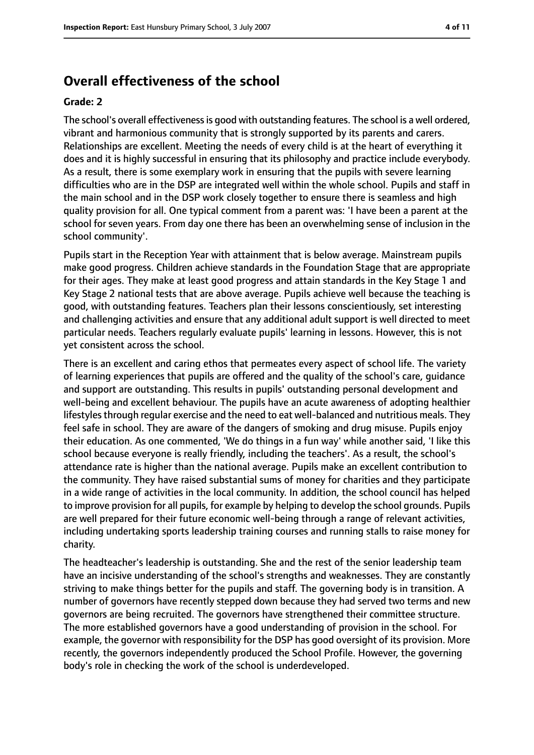## Overall effectiveness of the school

### Grade: 2

The school's overall effectiveness is good with outstanding features. The school is a well ordered, vibrant and harmonious community that is strongly supported by its parents and carers. Relationships are excellent. Meeting the needs of every child is at the heart of everything it does and it is highly successful in ensuring that its philosophy and practice include everybody. As a result, there is some exemplary work in ensuring that the pupils with severe learning difficulties who are in the DSP are integrated well within the whole school. Pupils and staff in the main school and in the DSP work closely together to ensure there is seamless and high quality provision for all. One typical comment from a parent was: 'I have been a parent at the school for seven years. From day one there has been an overwhelming sense of inclusion in the school community'.

Pupils start in the Reception Year with attainment that is below average. Mainstream pupils make good progress. Children achieve standards in the Foundation Stage that are appropriate for their ages. They make at least good progress and attain standards in the Key Stage 1 and Key Stage 2 national tests that are above average. Pupils achieve well because the teaching is good, with outstanding features. Teachers plan their lessons conscientiously, set interesting and challenging activities and ensure that any additional adult support is well directed to meet particular needs. Teachers regularly evaluate pupils' learning in lessons. However, this is not yet consistent across the school.

There is an excellent and caring ethos that permeates every aspect of school life. The variety of learning experiences that pupils are offered and the quality of the school's care, guidance and support are outstanding. This results in pupils' outstanding personal development and well-being and excellent behaviour. The pupils have an acute awareness of adopting healthier lifestyles through regular exercise and the need to eat well-balanced and nutritious meals. They feel safe in school. They are aware of the dangers of smoking and drug misuse. Pupils enjoy their education. As one commented, 'We do things in a fun way' while another said, 'I like this school because everyone is really friendly, including the teachers'. As a result, the school's attendance rate is higher than the national average. Pupils make an excellent contribution to the community. They have raised substantial sums of money for charities and they participate in a wide range of activities in the local community. In addition, the school council has helped to improve provision for all pupils, for example by helping to develop the school grounds. Pupils are well prepared for their future economic well-being through a range of relevant activities, including undertaking sports leadership training courses and running stalls to raise money for charity.

The headteacher's leadership is outstanding. She and the rest of the senior leadership team have an incisive understanding of the school's strengths and weaknesses. They are constantly striving to make things better for the pupils and staff. The governing body is in transition. A number of governors have recently stepped down because they had served two terms and new governors are being recruited. The governors have strengthened their committee structure. The more established governors have a good understanding of provision in the school. For example, the governor with responsibility for the DSP has good oversight of its provision. More recently, the governors independently produced the School Profile. However, the governing body's role in checking the work of the school is underdeveloped.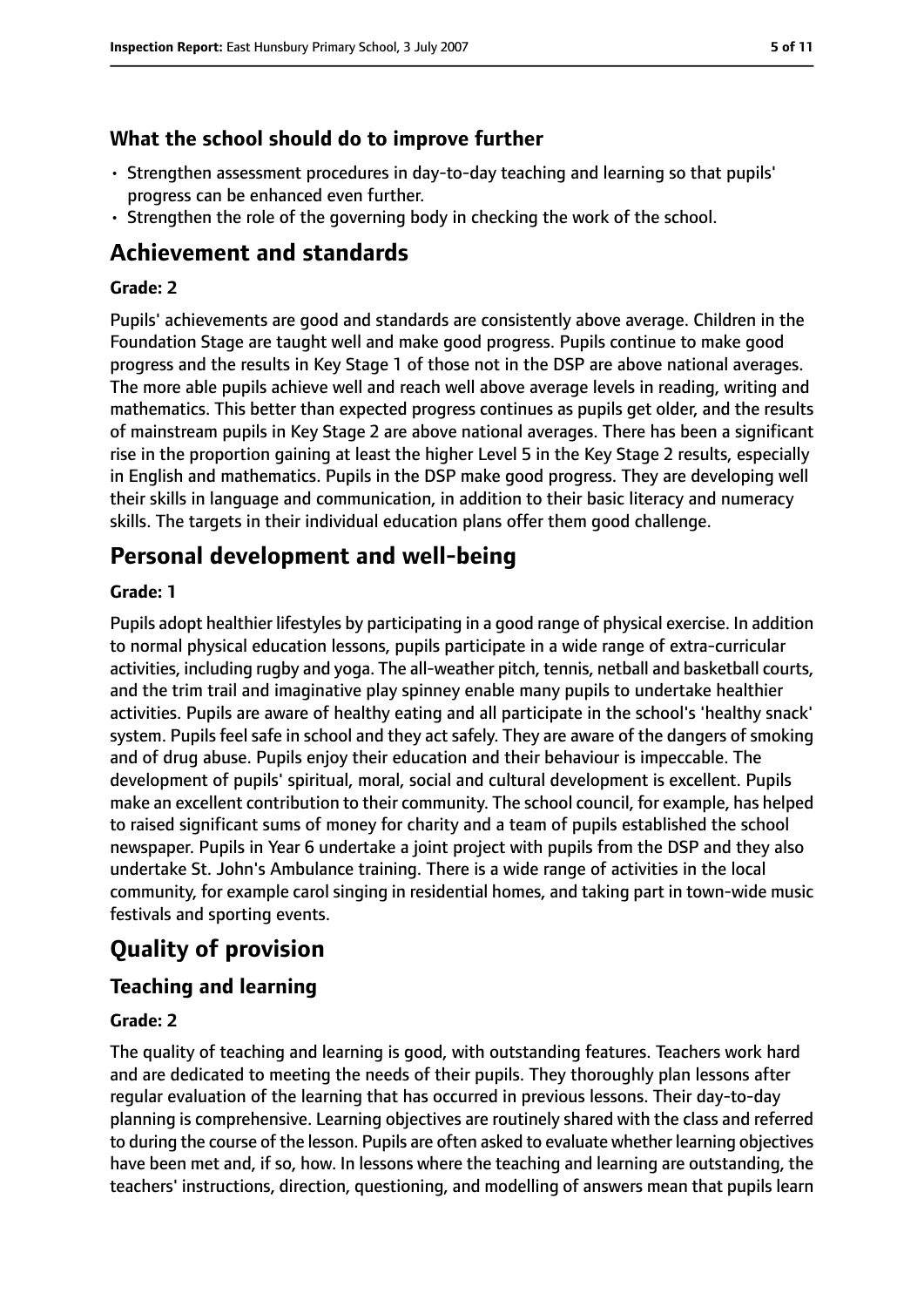### What the school should do to improve further

- Strengthen assessment procedures in day-to-day teaching and learning so that pupils' progress can be enhanced even further.
- Strengthen the role of the governing body in checking the work of the school.

## Achievement and standards

**Grade: 2**

Pupils' achievements are good and standards are consistently above average. Children in the Foundation Stage are taught well and make good progress. Pupils continue to make good progress and the results in Key Stage 1 of those not in the DSP are above national averages. The more able pupils achieve well and reach well above average levels in reading, writing and mathematics. This better than expected progress continues as pupils get older, and the results of mainstream pupils in Key Stage 2 are above national averages. There has been a significant rise in the proportion gaining at least the higher Level 5 in the Key Stage 2 results, especially in English and mathematics. Pupils in the DSP make good progress. They are developing well their skills in language and communication, in addition to their basic literacy and numeracy skills. The targets in their individual education plans offer them good challenge.

## Personal development and well-being

**Grade: 1**

Pupils adopt healthier lifestyles by participating in a good range of physical exercise. In addition to normal physical education lessons, pupils participate in a wide range of extra-curricular activities, including rugby and yoga. The all-weather pitch, tennis, netball and basketball courts, and the trim trail and imaginative play spinney enable many pupils to undertake healthier activities. Pupils are aware of healthy eating and all participate in the school's 'healthy snack' system. Pupils feel safe in school and they act safely. They are aware of the dangers of smoking and of drug abuse. Pupils enjoy their education and their behaviour is impeccable. The development of pupils' spiritual, moral, social and cultural development is excellent. Pupils make an excellent contribution to their community. The school council, for example, has helped to raised significant sums of money for charity and a team of pupils established the school newspaper. Pupils in Year 6 undertake a joint project with pupils from the DSP and they also undertake St. John's Ambulance training. There is a wide range of activities in the local community, for example carol singing in residential homes, and taking part in town-wide music festivals and sporting events.

# Quality of provision

## Teaching and learning

**Grade: 2**

The quality of teaching and learning is good, with outstanding features. Teachers work hard and are dedicated to meeting the needs of their pupils. They thoroughly plan lessons after regular evaluation of the learning that has occurred in previous lessons. Their day-to-day planning is comprehensive. Learning objectives are routinely shared with the class and referred to during the course of the lesson. Pupils are often asked to evaluate whether learning objectives have been met and, if so, how. In lessons where the teaching and learning are outstanding, the teachers' instructions, direction, questioning, and modelling of answers mean that pupils learn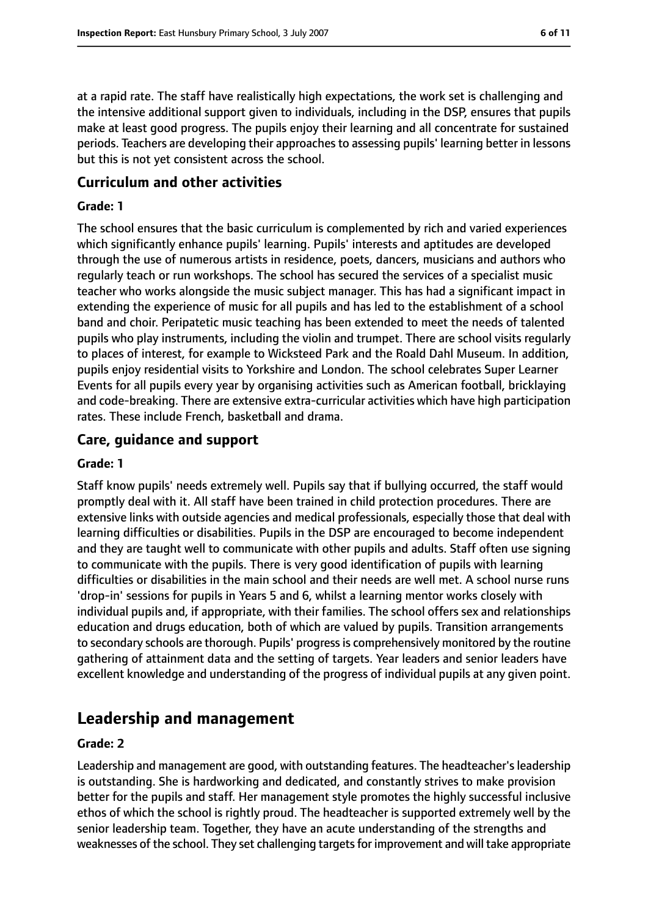at a rapid rate. The staff have realistically high expectations, the work set is challenging and the intensive additional support given to individuals, including in the DSP, ensures that pupils make at least good progress. The pupils enjoy their learning and all concentrate for sustained periods. Teachers are developing their approaches to assessing pupils' learning better in lessons but this is not yet consistent across the school.

### Curriculum and other activities

#### Grade: 1

The school ensures that the basic curriculum is complemented by rich and varied experiences which significantly enhance pupils' learning. Pupils' interests and aptitudes are developed through the use of numerous artists in residence, poets, dancers, musicians and authors who regularly teach or run workshops. The school has secured the services of a specialist music teacher who works alongside the music subject manager. This has had a significant impact in extending the experience of music for all pupils and has led to the establishment of a school band and choir. Peripatetic music teaching has been extended to meet the needs of talented pupils who play instruments, including the violin and trumpet. There are school visits regularly to places of interest, for example to Wicksteed Park and the Roald Dahl Museum. In addition, pupils enjoy residential visits to Yorkshire and London. The school celebrates Super Learner Events for all pupils every year by organising activities such as American football, bricklaying and code-breaking. There are extensive extra-curricular activities which have high participation rates. These include French, basketball and drama.

### Care, guidance and support

#### Grade: 1

Staff know pupils' needs extremely well. Pupils say that if bullying occurred, the staff would promptly deal with it. All staff have been trained in child protection procedures. There are extensive links with outside agencies and medical professionals, especially those that deal with learning difficulties or disabilities. Pupils in the DSP are encouraged to become independent and they are taught well to communicate with other pupils and adults. Staff often use signing to communicate with the pupils. There is very good identification of pupils with learning difficulties or disabilities in the main school and their needs are well met. A school nurse runs 'drop-in' sessions for pupils in Years 5 and 6, whilst a learning mentor works closely with individual pupils and, if appropriate, with their families. The school offers sex and relationships education and drugs education, both of which are valued by pupils. Transition arrangements to secondary schools are thorough. Pupils' progress is comprehensively monitored by the routine gathering of attainment data and the setting of targets. Year leaders and senior leaders have excellent knowledge and understanding of the progress of individual pupils at any given point.

## Leadership and management

#### Grade: 2

Leadership and management are good, with outstanding features. The headteacher's leadership is outstanding. She is hardworking and dedicated, and constantly strives to make provision better for the pupils and staff. Her management style promotes the highly successful inclusive ethos of which the school is rightly proud. The headteacher is supported extremely well by the senior leadership team. Together, they have an acute understanding of the strengths and weaknesses of the school. They set challenging targets for improvement and will take appropriate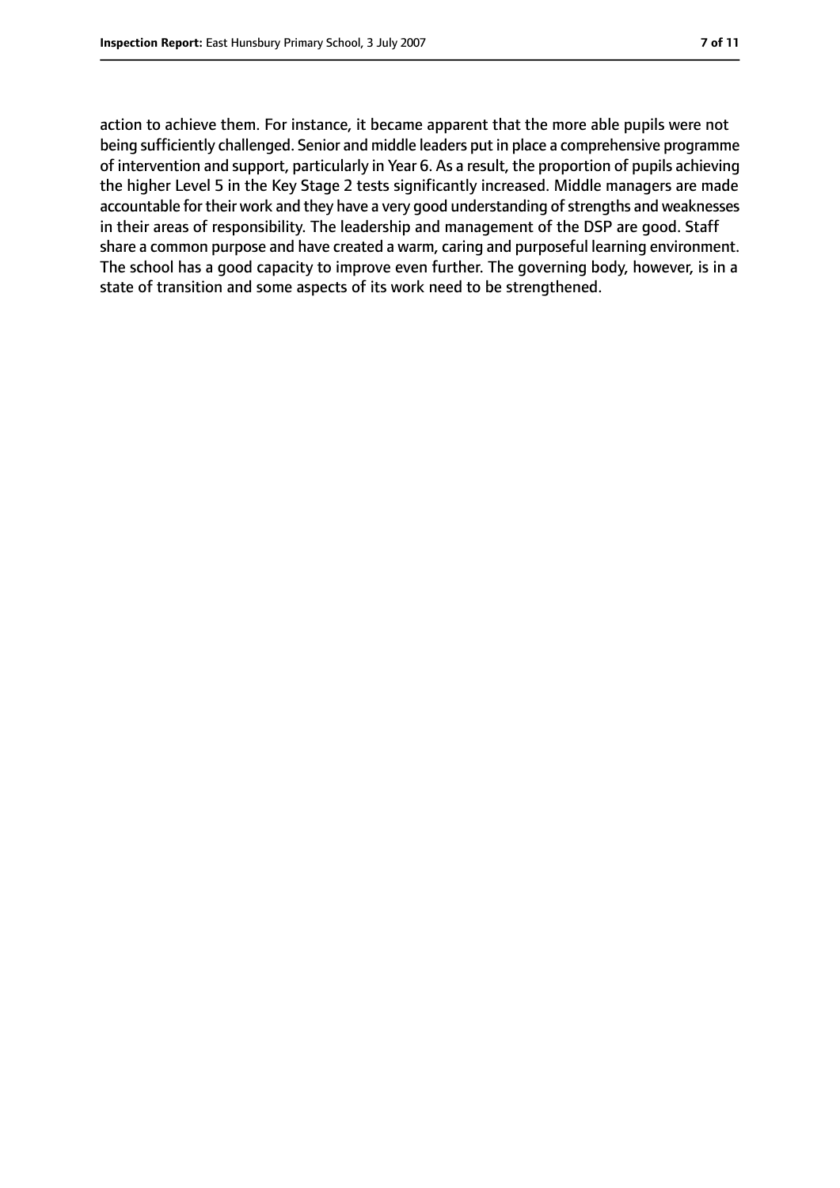action to achieve them. For instance, it became apparent that the more able pupils were not being sufficiently challenged. Senior and middle leaders put in place a comprehensive programme of intervention and support, particularly in Year 6. As a result, the proportion of pupils achieving the higher Level 5 in the Key Stage 2 tests significantly increased. Middle managers are made accountable for their work and they have a very good understanding of strengths and weaknesses in their areas of responsibility. The leadership and management of the DSP are good. Staff share a common purpose and have created a warm, caring and purposeful learning environment. The school has a good capacity to improve even further. The governing body, however, is in a state of transition and some aspects of its work need to be strengthened.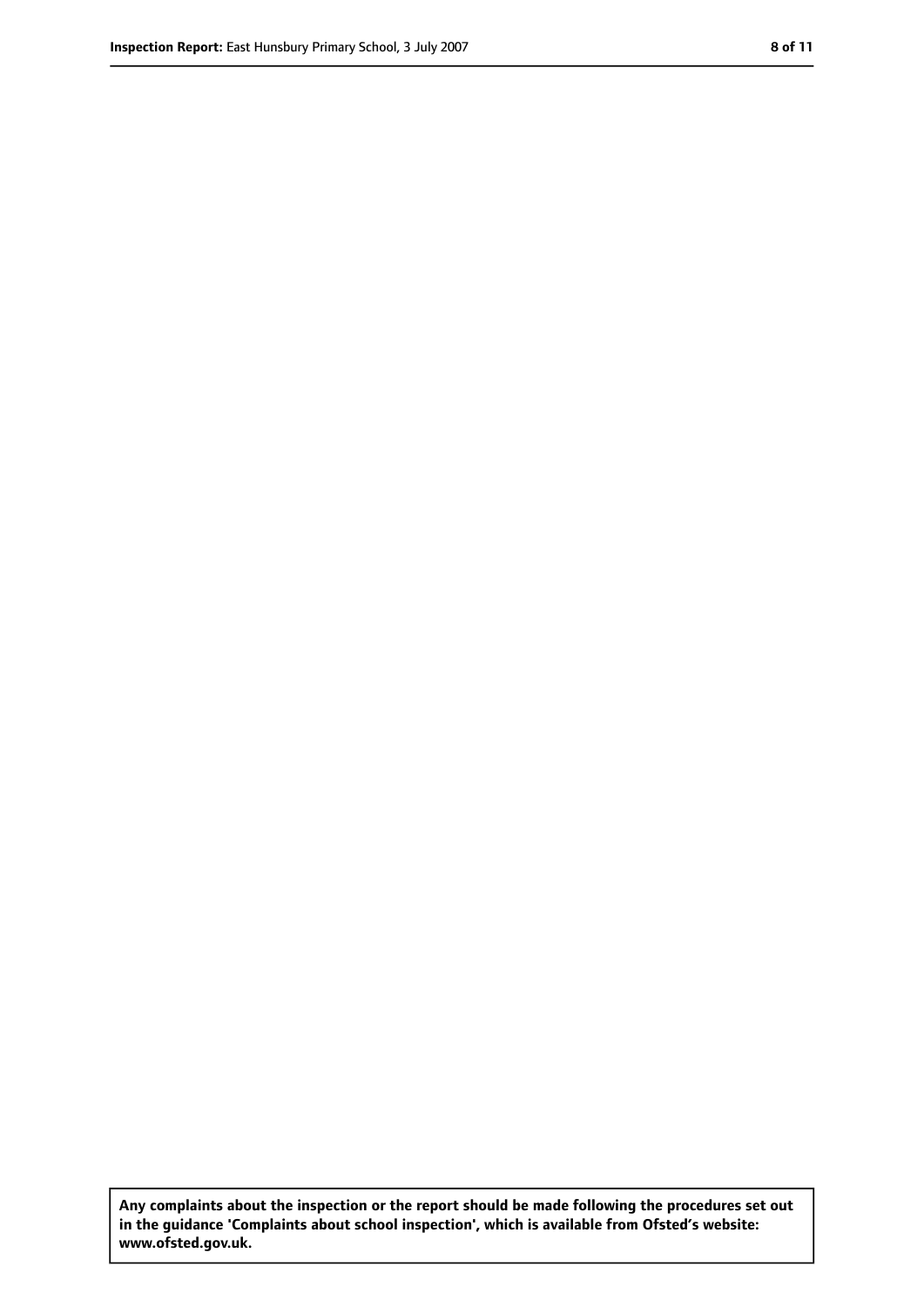**Any complaints about the inspection or the report should be made following the procedures set out in the guidance 'Complaints about school inspection', which is available from Ofsted's website: www.ofsted.gov.uk.**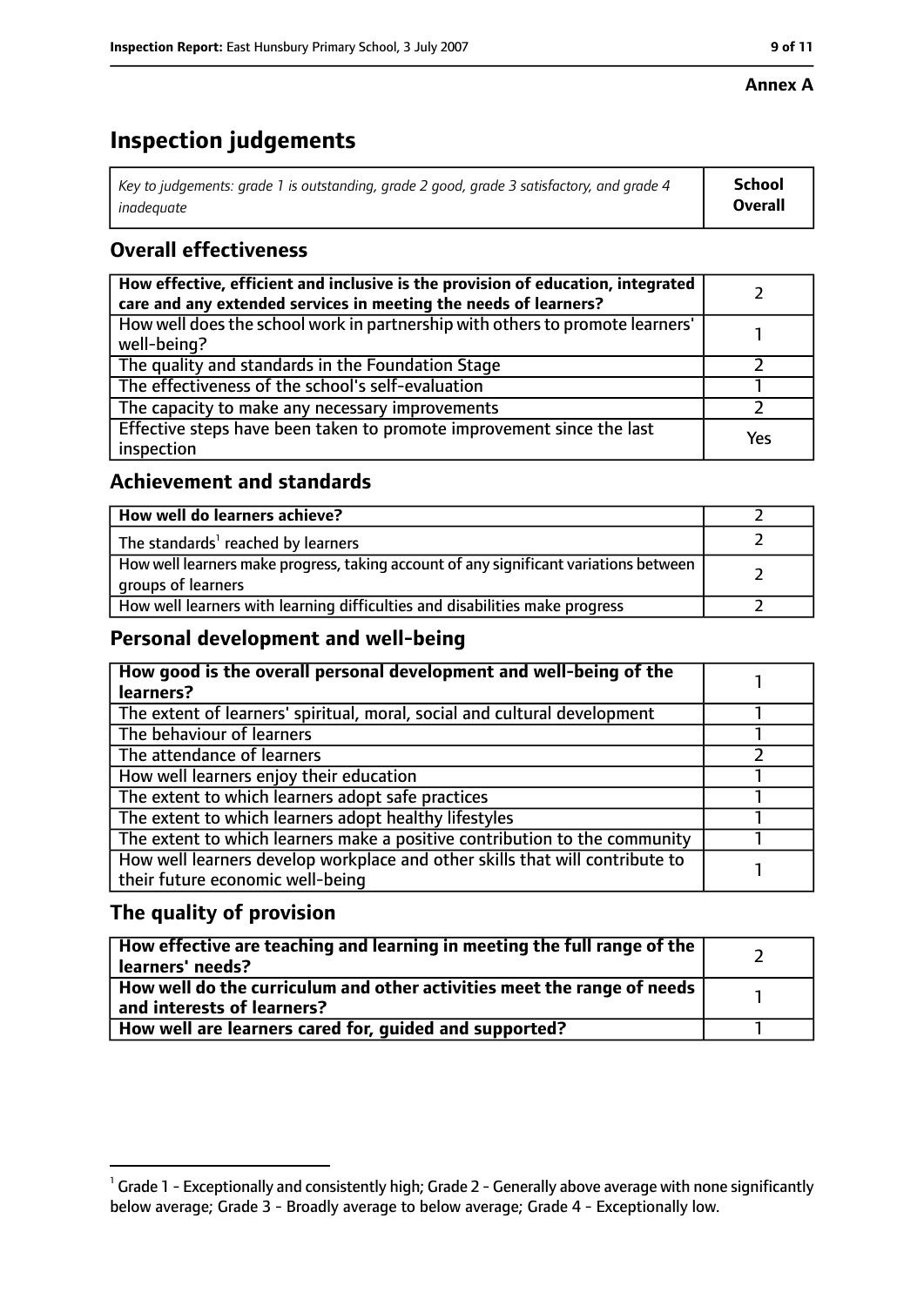**Annex A**

# Inspection judgements

| *Key to judgements: grade 1 is outstanding, grade 2 good, grade 3 satisfactory, and grade 4 inadequate* | **School Overall** |
|---|---|

## Overall effectiveness

| | |
|---|---|
| **How effective, efficient and inclusive is the provision of education, integrated care and any extended services in meeting the needs of learners?** | 2 |
| How well does the school work in partnership with others to promote learners' well-being? | 1 |
| The quality and standards in the Foundation Stage | 2 |
| The effectiveness of the school's self-evaluation | 1 |
| The capacity to make any necessary improvements | 2 |
| Effective steps have been taken to promote improvement since the last inspection | Yes |

## Achievement and standards

| | |
|---|---|
| **How well do learners achieve?** | 2 |
| The standards[1] reached by learners | 2 |
| How well learners make progress, taking account of any significant variations between groups of learners | 2 |
| How well learners with learning difficulties and disabilities make progress | 2 |

## Personal development and well-being

| | |
|---|---|
| **How good is the overall personal development and well-being of the learners?** | 1 |
| The extent of learners' spiritual, moral, social and cultural development | 1 |
| The behaviour of learners | 1 |
| The attendance of learners | 2 |
| How well learners enjoy their education | 1 |
| The extent to which learners adopt safe practices | 1 |
| The extent to which learners adopt healthy lifestyles | 1 |
| The extent to which learners make a positive contribution to the community | 1 |
| How well learners develop workplace and other skills that will contribute to their future economic well-being | 1 |

## The quality of provision

| | |
|---|---|
| **How effective are teaching and learning in meeting the full range of the learners' needs?** | 2 |
| **How well do the curriculum and other activities meet the range of needs and interests of learners?** | 1 |
| **How well are learners cared for, guided and supported?** | 1 |

[1] Grade 1 - Exceptionally and consistently high; Grade 2 - Generally above average with none significantly below average; Grade 3 - Broadly average to below average; Grade 4 - Exceptionally low.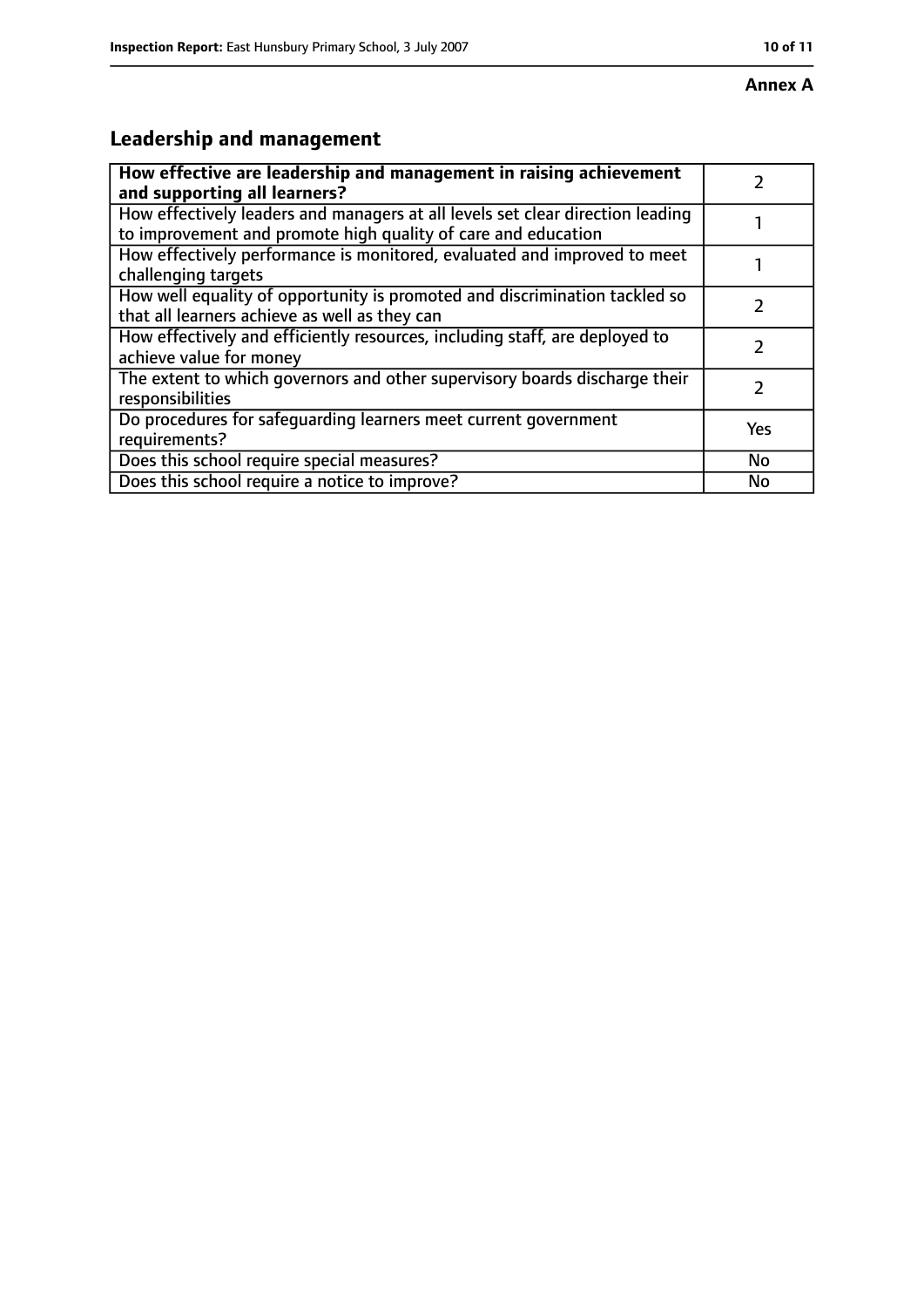**Annex A**

## Leadership and management

| **How effective are leadership and management in raising achievement and supporting all learners?** | 2 |
|---|---|
| How effectively leaders and managers at all levels set clear direction leading to improvement and promote high quality of care and education | 1 |
| How effectively performance is monitored, evaluated and improved to meet challenging targets | 1 |
| How well equality of opportunity is promoted and discrimination tackled so that all learners achieve as well as they can | 2 |
| How effectively and efficiently resources, including staff, are deployed to achieve value for money | 2 |
| The extent to which governors and other supervisory boards discharge their responsibilities | 2 |
| Do procedures for safeguarding learners meet current government requirements? | Yes |
| Does this school require special measures? | No |
| Does this school require a notice to improve? | No |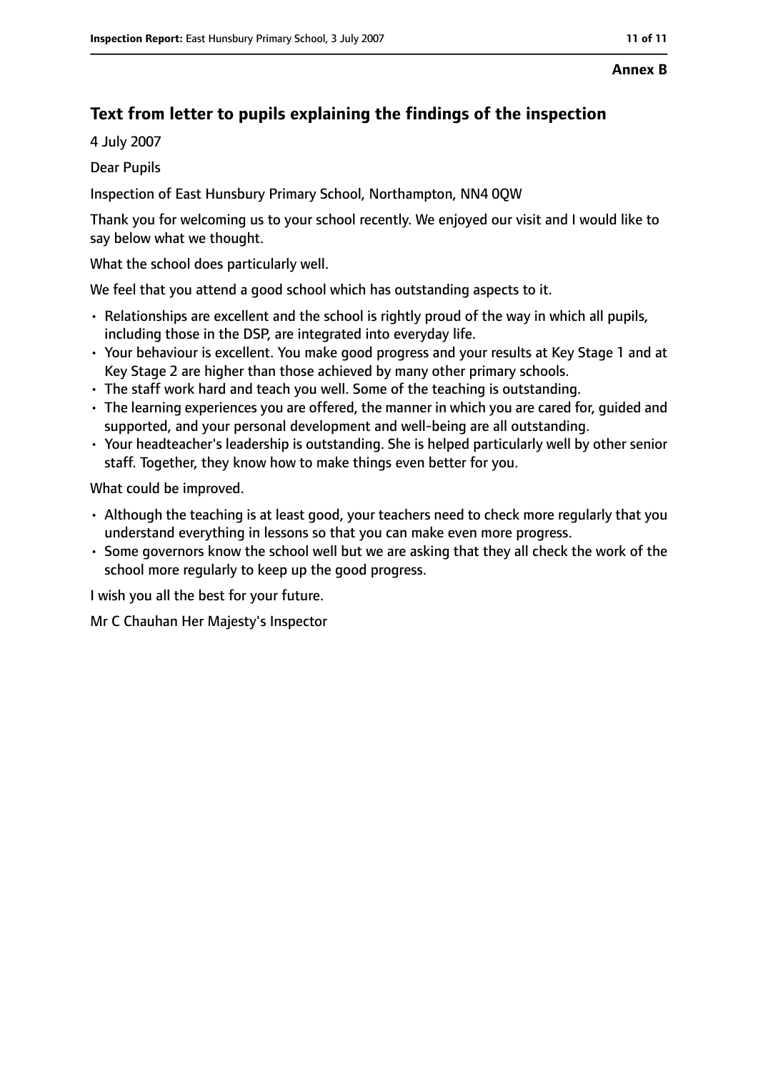**Annex B**

## Text from letter to pupils explaining the findings of the inspection

4 July 2007

Dear Pupils

Inspection of East Hunsbury Primary School, Northampton, NN4 0QW

Thank you for welcoming us to your school recently. We enjoyed our visit and I would like to say below what we thought.

What the school does particularly well.

We feel that you attend a good school which has outstanding aspects to it.

- Relationships are excellent and the school is rightly proud of the way in which all pupils, including those in the DSP, are integrated into everyday life.
- Your behaviour is excellent. You make good progress and your results at Key Stage 1 and at Key Stage 2 are higher than those achieved by many other primary schools.
- The staff work hard and teach you well. Some of the teaching is outstanding.
- The learning experiences you are offered, the manner in which you are cared for, guided and supported, and your personal development and well-being are all outstanding.
- Your headteacher's leadership is outstanding. She is helped particularly well by other senior staff. Together, they know how to make things even better for you.

What could be improved.

- Although the teaching is at least good, your teachers need to check more regularly that you understand everything in lessons so that you can make even more progress.
- Some governors know the school well but we are asking that they all check the work of the school more regularly to keep up the good progress.

I wish you all the best for your future.

Mr C Chauhan Her Majesty's Inspector